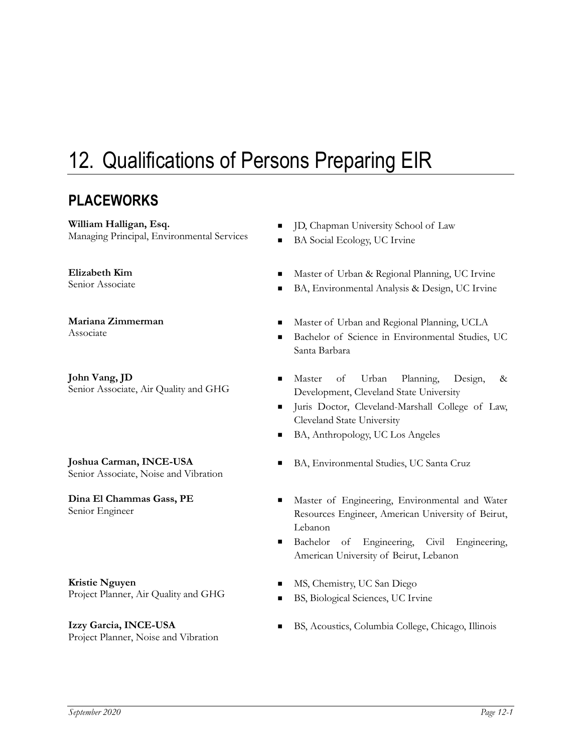# 12. Qualifications of Persons Preparing EIR

## PLACEWORKS

**William Halligan, Esq.**
Managing Principal, Environmental Services

- JD, Chapman University School of Law
- BA Social Ecology, UC Irvine

**Elizabeth Kim**
Senior Associate

- Master of Urban & Regional Planning, UC Irvine
- BA, Environmental Analysis & Design, UC Irvine

**Mariana Zimmerman**
Associate

- Master of Urban and Regional Planning, UCLA
- Bachelor of Science in Environmental Studies, UC Santa Barbara

**John Vang, JD**
Senior Associate, Air Quality and GHG

- Master of Urban Planning, Design, & Development, Cleveland State University
- Juris Doctor, Cleveland-Marshall College of Law, Cleveland State University
- BA, Anthropology, UC Los Angeles

**Joshua Carman, INCE-USA**
Senior Associate, Noise and Vibration

- BA, Environmental Studies, UC Santa Cruz

**Dina El Chammas Gass, PE**
Senior Engineer

- Master of Engineering, Environmental and Water Resources Engineer, American University of Beirut, Lebanon
- Bachelor of Engineering, Civil Engineering, American University of Beirut, Lebanon

**Kristie Nguyen**
Project Planner, Air Quality and GHG

- MS, Chemistry, UC San Diego
- BS, Biological Sciences, UC Irvine

**Izzy Garcia, INCE-USA**
Project Planner, Noise and Vibration

- BS, Acoustics, Columbia College, Chicago, Illinois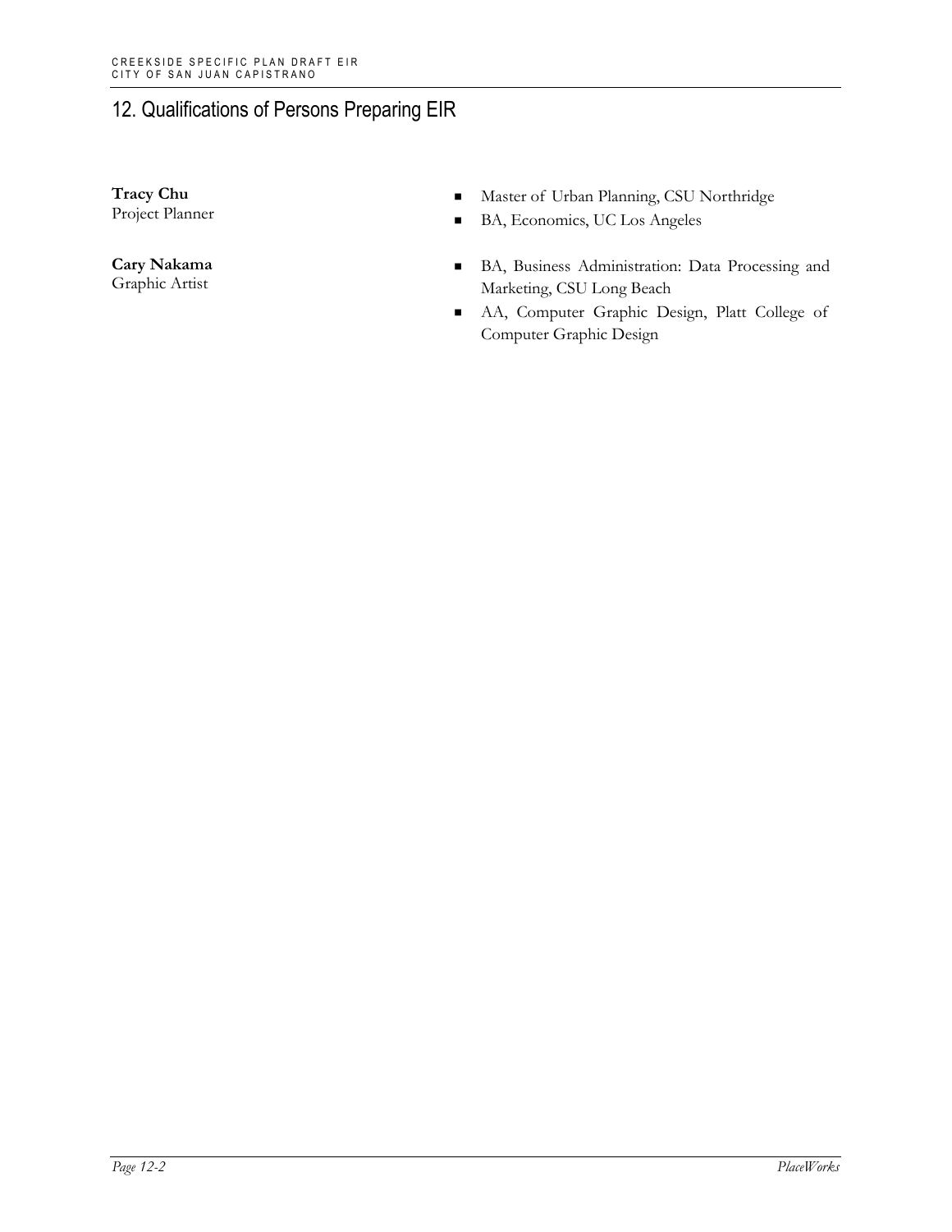# 12. Qualifications of Persons Preparing EIR

**Tracy Chu**
Project Planner

- Master of Urban Planning, CSU Northridge
- BA, Economics, UC Los Angeles

**Cary Nakama**
Graphic Artist

- BA, Business Administration: Data Processing and Marketing, CSU Long Beach
- AA, Computer Graphic Design, Platt College of Computer Graphic Design